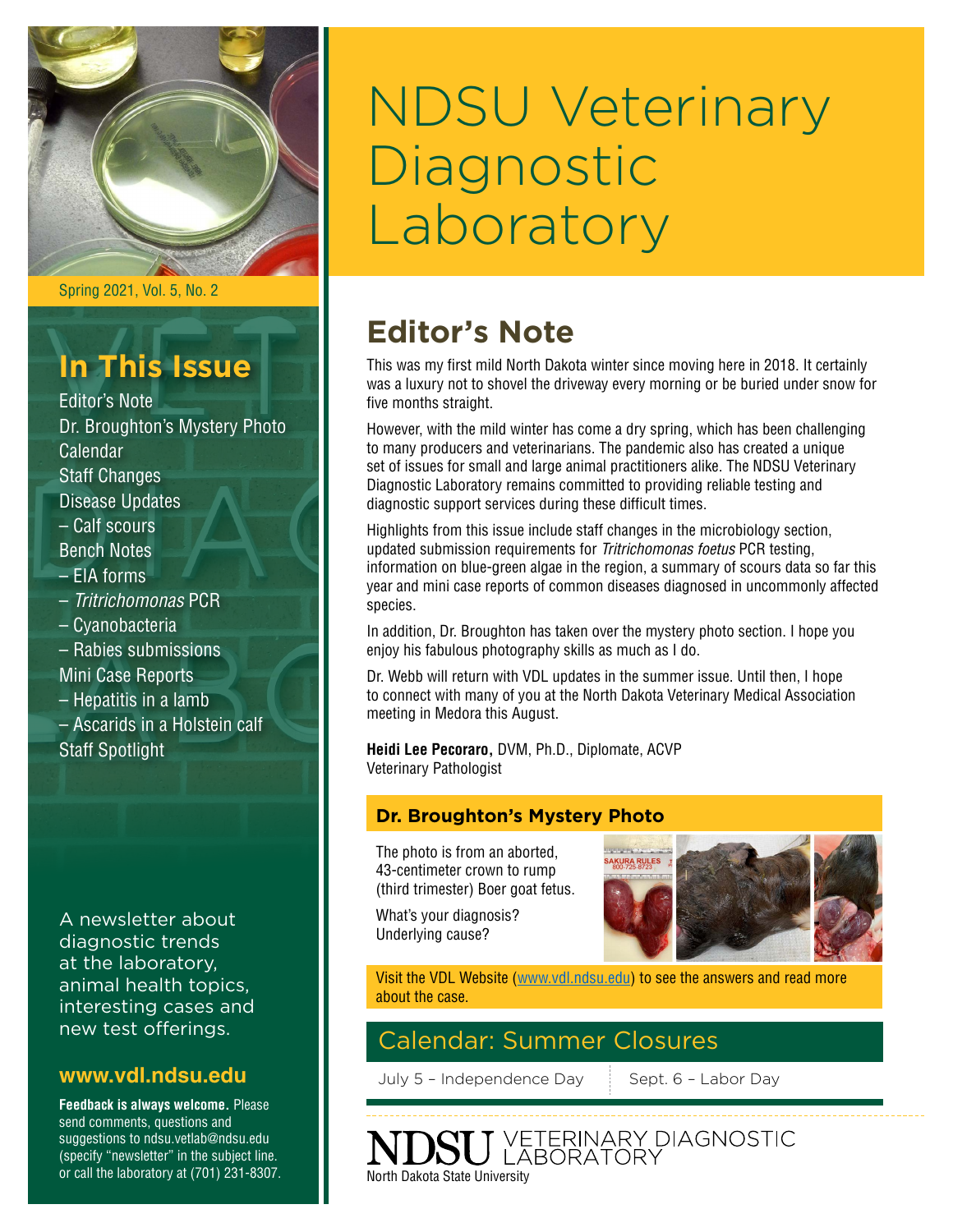# NDSU Veterinary Diagnostic Laboratory

Spring 2021, Vol. 5, No. 2

## In This Issue

Editor's Note
Dr. Broughton's Mystery Photo
Calendar
Staff Changes
Disease Updates
– Calf scours
Bench Notes
– EIA forms
– *Tritrichomonas* PCR
– Cyanobacteria
– Rabies submissions
Mini Case Reports
– Hepatitis in a lamb
– Ascarids in a Holstein calf
Staff Spotlight

A newsletter about diagnostic trends at the laboratory, animal health topics, interesting cases and new test offerings.

**www.vdl.ndsu.edu**

**Feedback is always welcome.** Please send comments, questions and suggestions to ndsu.vetlab@ndsu.edu (specify "newsletter" in the subject line. or call the laboratory at (701) 231-8307.

## Editor's Note

This was my first mild North Dakota winter since moving here in 2018. It certainly was a luxury not to shovel the driveway every morning or be buried under snow for five months straight.

However, with the mild winter has come a dry spring, which has been challenging to many producers and veterinarians. The pandemic also has created a unique set of issues for small and large animal practitioners alike. The NDSU Veterinary Diagnostic Laboratory remains committed to providing reliable testing and diagnostic support services during these difficult times.

Highlights from this issue include staff changes in the microbiology section, updated submission requirements for *Tritrichomonas foetus* PCR testing, information on blue-green algae in the region, a summary of scours data so far this year and mini case reports of common diseases diagnosed in uncommonly affected species.

In addition, Dr. Broughton has taken over the mystery photo section. I hope you enjoy his fabulous photography skills as much as I do.

Dr. Webb will return with VDL updates in the summer issue. Until then, I hope to connect with many of you at the North Dakota Veterinary Medical Association meeting in Medora this August.

**Heidi Lee Pecoraro,** DVM, Ph.D., Diplomate, ACVP
Veterinary Pathologist

### Dr. Broughton's Mystery Photo

The photo is from an aborted, 43-centimeter crown to rump (third trimester) Boer goat fetus.

What's your diagnosis? Underlying cause?

Visit the VDL Website (www.vdl.ndsu.edu) to see the answers and read more about the case.

## Calendar: Summer Closures

July 5 – Independence Day

Sept. 6 – Labor Day

NDSU VETERINARY DIAGNOSTIC LABORATORY
North Dakota State University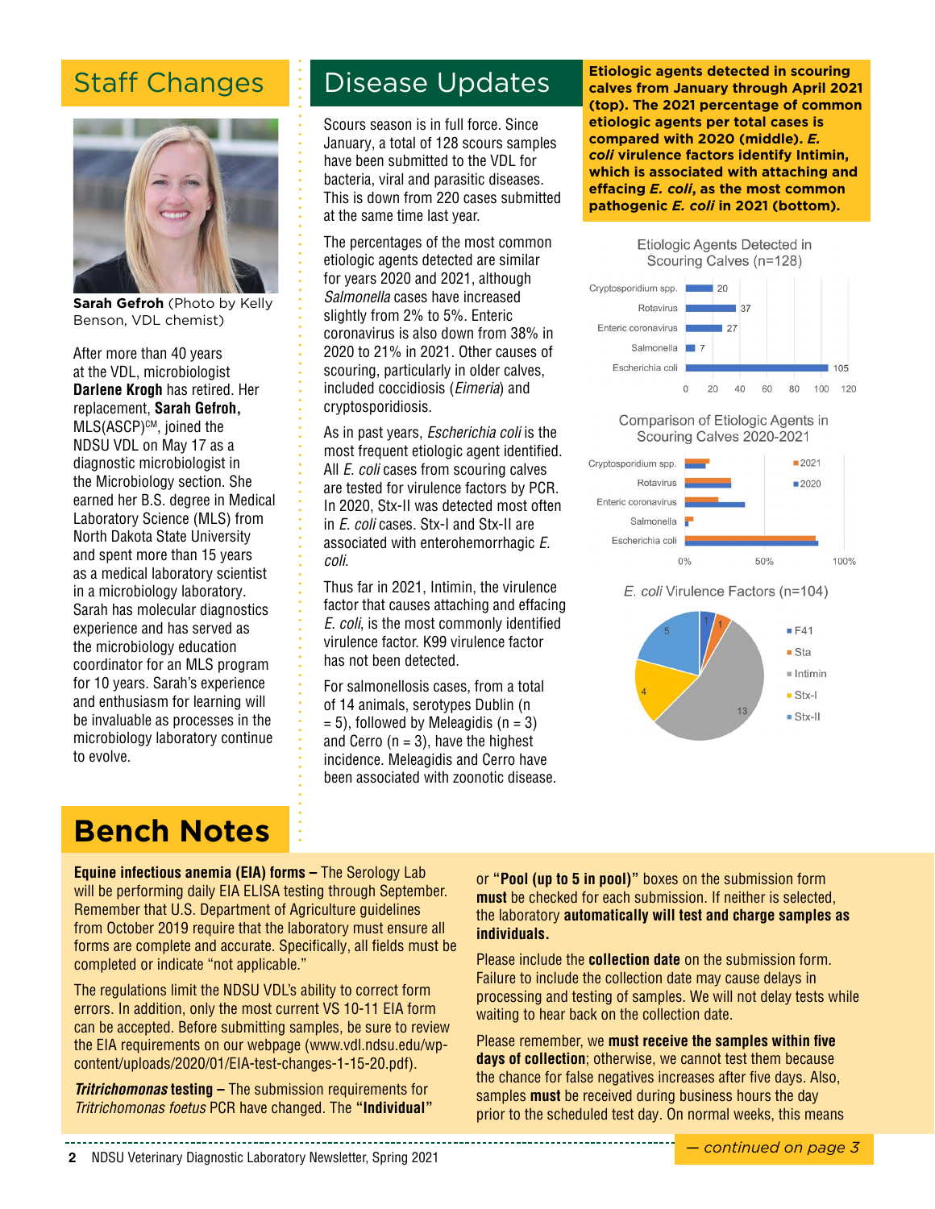## Staff Changes

**Sarah Gefroh** (Photo by Kelly Benson, VDL chemist)

After more than 40 years at the VDL, microbiologist **Darlene Krogh** has retired. Her replacement, **Sarah Gefroh,** MLS(ASCP)[CM], joined the NDSU VDL on May 17 as a diagnostic microbiologist in the Microbiology section. She earned her B.S. degree in Medical Laboratory Science (MLS) from North Dakota State University and spent more than 15 years as a medical laboratory scientist in a microbiology laboratory. Sarah has molecular diagnostics experience and has served as the microbiology education coordinator for an MLS program for 10 years. Sarah's experience and enthusiasm for learning will be invaluable as processes in the microbiology laboratory continue to evolve.

## Disease Updates

Scours season is in full force. Since January, a total of 128 scours samples have been submitted to the VDL for bacteria, viral and parasitic diseases. This is down from 220 cases submitted at the same time last year.

The percentages of the most common etiologic agents detected are similar for years 2020 and 2021, although *Salmonella* cases have increased slightly from 2% to 5%. Enteric coronavirus is also down from 38% in 2020 to 21% in 2021. Other causes of scouring, particularly in older calves, included coccidiosis (*Eimeria*) and cryptosporidiosis.

As in past years, *Escherichia coli* is the most frequent etiologic agent identified. All *E. coli* cases from scouring calves are tested for virulence factors by PCR. In 2020, Stx-II was detected most often in *E. coli* cases. Stx-I and Stx-II are associated with enterohemorrhagic *E. coli*.

Thus far in 2021, Intimin, the virulence factor that causes attaching and effacing *E. coli*, is the most commonly identified virulence factor. K99 virulence factor has not been detected.

For salmonellosis cases, from a total of 14 animals, serotypes Dublin (n = 5), followed by Meleagidis (n = 3) and Cerro (n = 3), have the highest incidence. Meleagidis and Cerro have been associated with zoonotic disease.

**Etiologic agents detected in scouring calves from January through April 2021 (top). The 2021 percentage of common etiologic agents per total cases is compared with 2020 (middle). *E. coli* virulence factors identify Intimin, which is associated with attaching and effacing *E. coli*, as the most common pathogenic *E. coli* in 2021 (bottom).**

**Etiologic Agents Detected in Scouring Calves (n=128)**

| Agent | Count |
|---|---|
| Cryptosporidium spp. | 20 |
| Rotavirus | 37 |
| Enteric coronavirus | 27 |
| Salmonella | 7 |
| Escherichia coli | 105 |

**Comparison of Etiologic Agents in Scouring Calves 2020-2021**

(Bar chart comparing 2021 and 2020 percentages for Cryptosporidium spp., Rotavirus, Enteric coronavirus, Salmonella, Escherichia coli; axis 0%–100%)

***E. coli* Virulence Factors (n=104)**

| Virulence factor | Count |
|---|---|
| F41 | 1 |
| Sta | 1 |
| Intimin | 13 |
| Stx-I | 4 |
| Stx-II | 5 |

# Bench Notes

**Equine infectious anemia (EIA) forms –** The Serology Lab will be performing daily EIA ELISA testing through September. Remember that U.S. Department of Agriculture guidelines from October 2019 require that the laboratory must ensure all forms are complete and accurate. Specifically, all fields must be completed or indicate "not applicable."

The regulations limit the NDSU VDL's ability to correct form errors. In addition, only the most current VS 10-11 EIA form can be accepted. Before submitting samples, be sure to review the EIA requirements on our webpage (www.vdl.ndsu.edu/wp-content/uploads/2020/01/EIA-test-changes-1-15-20.pdf).

***Tritrichomonas* testing –** The submission requirements for *Tritrichomonas foetus* PCR have changed. The **"Individual"** or **"Pool (up to 5 in pool)"** boxes on the submission form **must** be checked for each submission. If neither is selected, the laboratory **automatically will test and charge samples as individuals.**

Please include the **collection date** on the submission form. Failure to include the collection date may cause delays in processing and testing of samples. We will not delay tests while waiting to hear back on the collection date.

Please remember, we **must receive the samples within five days of collection**; otherwise, we cannot test them because the chance for false negatives increases after five days. Also, samples **must** be received during business hours the day prior to the scheduled test day. On normal weeks, this means

*— continued on page 3*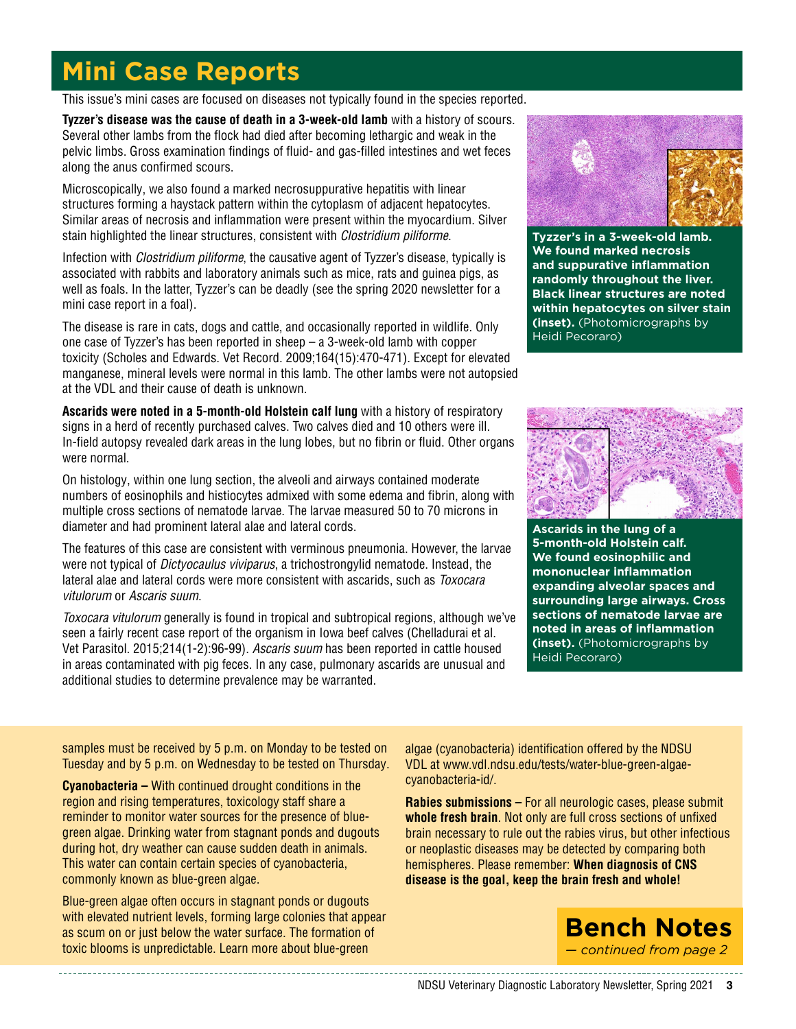# Mini Case Reports

This issue's mini cases are focused on diseases not typically found in the species reported.

**Tyzzer's disease was the cause of death in a 3-week-old lamb** with a history of scours. Several other lambs from the flock had died after becoming lethargic and weak in the pelvic limbs. Gross examination findings of fluid- and gas-filled intestines and wet feces along the anus confirmed scours.

Microscopically, we also found a marked necrosuppurative hepatitis with linear structures forming a haystack pattern within the cytoplasm of adjacent hepatocytes. Similar areas of necrosis and inflammation were present within the myocardium. Silver stain highlighted the linear structures, consistent with *Clostridium piliforme*.

Infection with *Clostridium piliforme*, the causative agent of Tyzzer's disease, typically is associated with rabbits and laboratory animals such as mice, rats and guinea pigs, as well as foals. In the latter, Tyzzer's can be deadly (see the spring 2020 newsletter for a mini case report in a foal).

The disease is rare in cats, dogs and cattle, and occasionally reported in wildlife. Only one case of Tyzzer's has been reported in sheep – a 3-week-old lamb with copper toxicity (Scholes and Edwards. Vet Record. 2009;164(15):470-471). Except for elevated manganese, mineral levels were normal in this lamb. The other lambs were not autopsied at the VDL and their cause of death is unknown.

**Tyzzer's in a 3-week-old lamb. We found marked necrosis and suppurative inflammation randomly throughout the liver. Black linear structures are noted within hepatocytes on silver stain (inset).** (Photomicrographs by Heidi Pecoraro)

**Ascarids were noted in a 5-month-old Holstein calf lung** with a history of respiratory signs in a herd of recently purchased calves. Two calves died and 10 others were ill. In-field autopsy revealed dark areas in the lung lobes, but no fibrin or fluid. Other organs were normal.

On histology, within one lung section, the alveoli and airways contained moderate numbers of eosinophils and histiocytes admixed with some edema and fibrin, along with multiple cross sections of nematode larvae. The larvae measured 50 to 70 microns in diameter and had prominent lateral alae and lateral cords.

The features of this case are consistent with verminous pneumonia. However, the larvae were not typical of *Dictyocaulus viviparus*, a trichostrongylid nematode. Instead, the lateral alae and lateral cords were more consistent with ascarids, such as *Toxocara vitulorum* or *Ascaris suum*.

*Toxocara vitulorum* generally is found in tropical and subtropical regions, although we've seen a fairly recent case report of the organism in Iowa beef calves (Chelladurai et al. Vet Parasitol. 2015;214(1-2):96-99). *Ascaris suum* has been reported in cattle housed in areas contaminated with pig feces. In any case, pulmonary ascarids are unusual and additional studies to determine prevalence may be warranted.

**Ascarids in the lung of a 5-month-old Holstein calf. We found eosinophilic and mononuclear inflammation expanding alveolar spaces and surrounding large airways. Cross sections of nematode larvae are noted in areas of inflammation (inset).** (Photomicrographs by Heidi Pecoraro)

## Bench Notes

*— continued from page 2*

samples must be received by 5 p.m. on Monday to be tested on Tuesday and by 5 p.m. on Wednesday to be tested on Thursday.

**Cyanobacteria –** With continued drought conditions in the region and rising temperatures, toxicology staff share a reminder to monitor water sources for the presence of blue-green algae. Drinking water from stagnant ponds and dugouts during hot, dry weather can cause sudden death in animals. This water can contain certain species of cyanobacteria, commonly known as blue-green algae.

Blue-green algae often occurs in stagnant ponds or dugouts with elevated nutrient levels, forming large colonies that appear as scum on or just below the water surface. The formation of toxic blooms is unpredictable. Learn more about blue-green algae (cyanobacteria) identification offered by the NDSU VDL at www.vdl.ndsu.edu/tests/water-blue-green-algae-cyanobacteria-id/.

**Rabies submissions –** For all neurologic cases, please submit **whole fresh brain**. Not only are full cross sections of unfixed brain necessary to rule out the rabies virus, but other infectious or neoplastic diseases may be detected by comparing both hemispheres. Please remember: **When diagnosis of CNS disease is the goal, keep the brain fresh and whole!**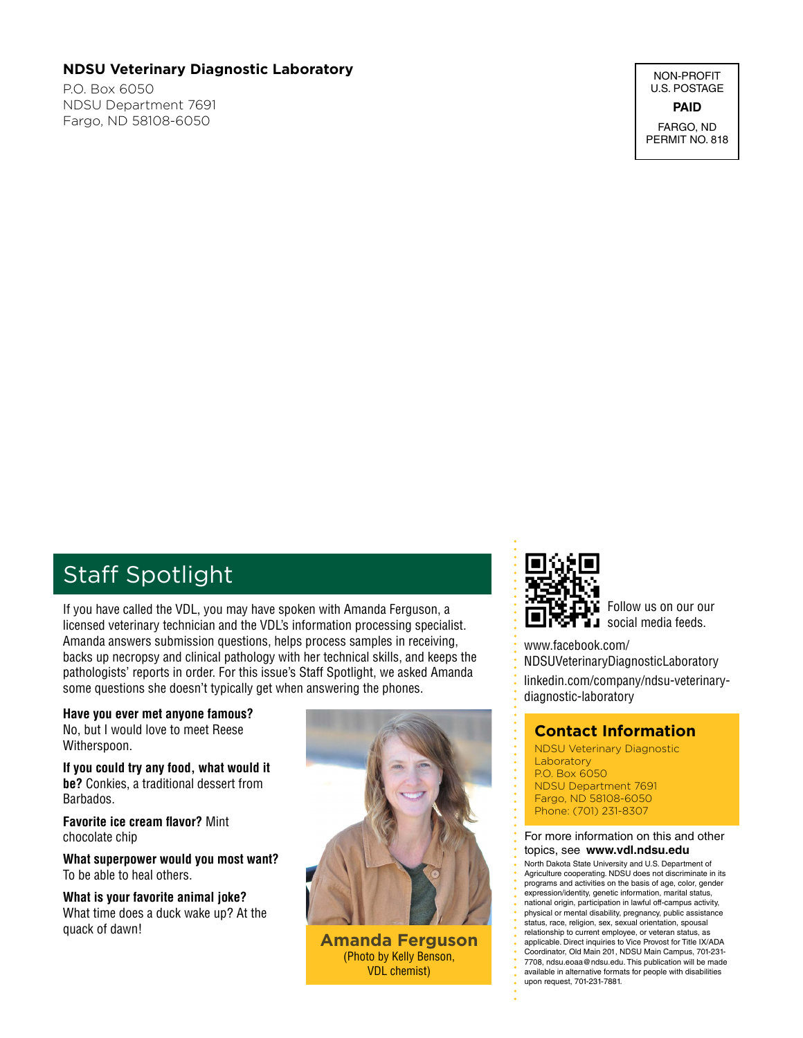**NDSU Veterinary Diagnostic Laboratory**
P.O. Box 6050
NDSU Department 7691
Fargo, ND 58108-6050

NON-PROFIT
U.S. POSTAGE
**PAID**
FARGO, ND
PERMIT NO. 818

## Staff Spotlight

If you have called the VDL, you may have spoken with Amanda Ferguson, a licensed veterinary technician and the VDL's information processing specialist. Amanda answers submission questions, helps process samples in receiving, backs up necropsy and clinical pathology with her technical skills, and keeps the pathologists' reports in order. For this issue's Staff Spotlight, we asked Amanda some questions she doesn't typically get when answering the phones.

**Have you ever met anyone famous?** No, but I would love to meet Reese Witherspoon.

**If you could try any food, what would it be?** Conkies, a traditional dessert from Barbados.

**Favorite ice cream flavor?** Mint chocolate chip

**What superpower would you most want?** To be able to heal others.

**What is your favorite animal joke?** What time does a duck wake up? At the quack of dawn!

**Amanda Ferguson**
(Photo by Kelly Benson, VDL chemist)

Follow us on our our social media feeds.

www.facebook.com/NDSUVeterinaryDiagnosticLaboratory

linkedin.com/company/ndsu-veterinary-diagnostic-laboratory

### Contact Information

NDSU Veterinary Diagnostic Laboratory
P.O. Box 6050
NDSU Department 7691
Fargo, ND 58108-6050
Phone: (701) 231-8307

For more information on this and other topics, see **www.vdl.ndsu.edu**

North Dakota State University and U.S. Department of Agriculture cooperating. NDSU does not discriminate in its programs and activities on the basis of age, color, gender expression/identity, genetic information, marital status, national origin, participation in lawful off-campus activity, physical or mental disability, pregnancy, public assistance status, race, religion, sex, sexual orientation, spousal relationship to current employee, or veteran status, as applicable. Direct inquiries to Vice Provost for Title IX/ADA Coordinator, Old Main 201, NDSU Main Campus, 701-231-7708, ndsu.eoaa@ndsu.edu. This publication will be made available in alternative formats for people with disabilities upon request, 701-231-7881.